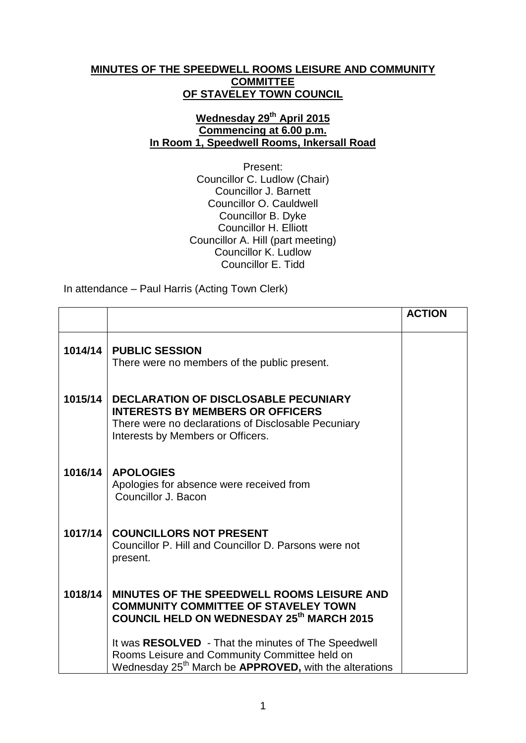**MINUTES OF THE SPEEDWELL ROOMS LEISURE AND COMMUNITY COMMITTEE OF STAVELEY TOWN COUNCIL**

**Wednesday 29th April 2015**
**Commencing at 6.00 p.m.**
**In Room 1, Speedwell Rooms, Inkersall Road**

Present:
Councillor C. Ludlow (Chair)
Councillor J. Barnett
Councillor O. Cauldwell
Councillor B. Dyke
Councillor H. Elliott
Councillor A. Hill (part meeting)
Councillor K. Ludlow
Councillor E. Tidd

In attendance – Paul Harris (Acting Town Clerk)

| | | **ACTION** |
|---|---|---|
| **1014/14** | **PUBLIC SESSION**<br>There were no members of the public present. | |
| **1015/14** | **DECLARATION OF DISCLOSABLE PECUNIARY INTERESTS BY MEMBERS OR OFFICERS**<br>There were no declarations of Disclosable Pecuniary Interests by Members or Officers. | |
| **1016/14** | **APOLOGIES**<br>Apologies for absence were received from Councillor J. Bacon | |
| **1017/14** | **COUNCILLORS NOT PRESENT**<br>Councillor P. Hill and Councillor D. Parsons were not present. | |
| **1018/14** | **MINUTES OF THE SPEEDWELL ROOMS LEISURE AND COMMUNITY COMMITTEE OF STAVELEY TOWN COUNCIL HELD ON WEDNESDAY 25th MARCH 2015**<br><br>It was **RESOLVED** - That the minutes of The Speedwell Rooms Leisure and Community Committee held on Wednesday 25th March be **APPROVED,** with the alterations | |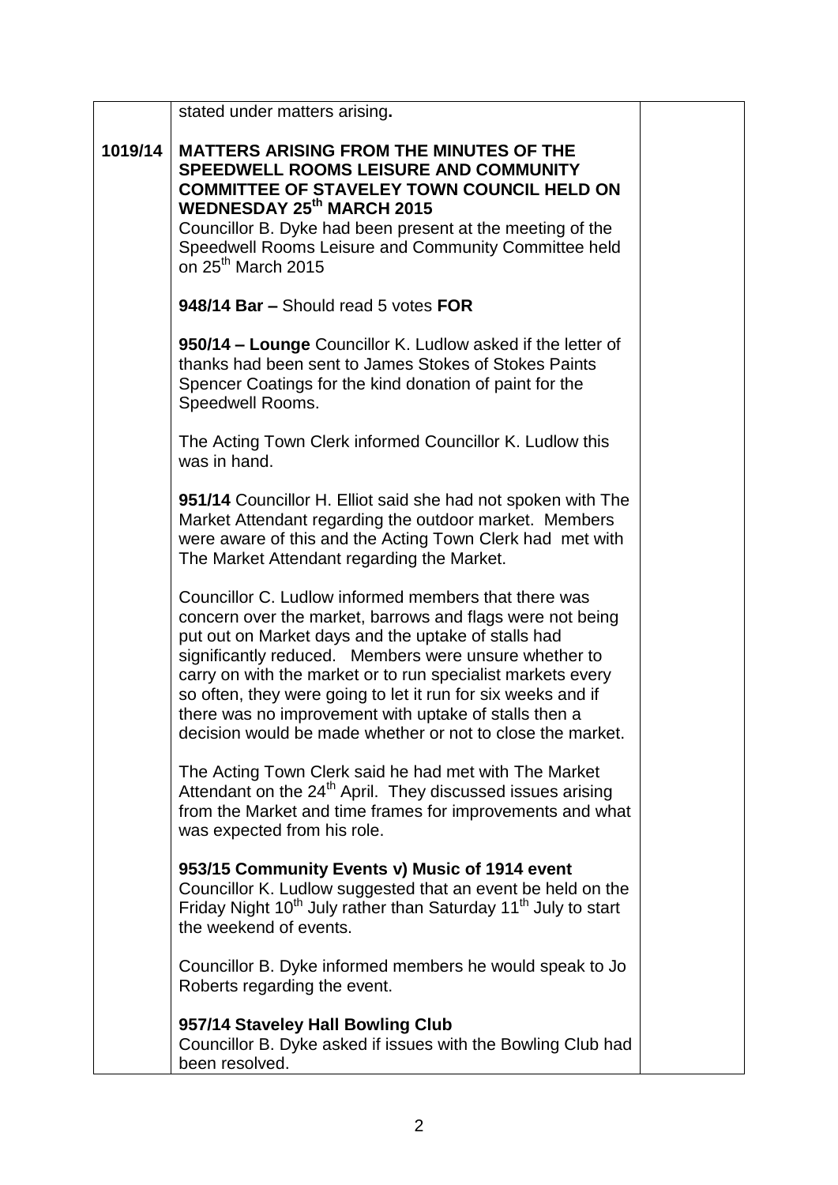| | | |
|---|---|---|
| | stated under matters arising**.** | |
| **1019/14** | **MATTERS ARISING FROM THE MINUTES OF THE SPEEDWELL ROOMS LEISURE AND COMMUNITY COMMITTEE OF STAVELEY TOWN COUNCIL HELD ON WEDNESDAY 25th MARCH 2015**<br>Councillor B. Dyke had been present at the meeting of the Speedwell Rooms Leisure and Community Committee held on 25th March 2015<br><br>**948/14 Bar –** Should read 5 votes **FOR**<br><br>**950/14 – Lounge** Councillor K. Ludlow asked if the letter of thanks had been sent to James Stokes of Stokes Paints Spencer Coatings for the kind donation of paint for the Speedwell Rooms.<br><br>The Acting Town Clerk informed Councillor K. Ludlow this was in hand.<br><br>**951/14** Councillor H. Elliot said she had not spoken with The Market Attendant regarding the outdoor market. Members were aware of this and the Acting Town Clerk had met with The Market Attendant regarding the Market.<br><br>Councillor C. Ludlow informed members that there was concern over the market, barrows and flags were not being put out on Market days and the uptake of stalls had significantly reduced. Members were unsure whether to carry on with the market or to run specialist markets every so often, they were going to let it run for six weeks and if there was no improvement with uptake of stalls then a decision would be made whether or not to close the market.<br><br>The Acting Town Clerk said he had met with The Market Attendant on the 24th April. They discussed issues arising from the Market and time frames for improvements and what was expected from his role.<br><br>**953/15 Community Events v) Music of 1914 event**<br>Councillor K. Ludlow suggested that an event be held on the Friday Night 10th July rather than Saturday 11th July to start the weekend of events.<br><br>Councillor B. Dyke informed members he would speak to Jo Roberts regarding the event.<br><br>**957/14 Staveley Hall Bowling Club**<br>Councillor B. Dyke asked if issues with the Bowling Club had been resolved. | |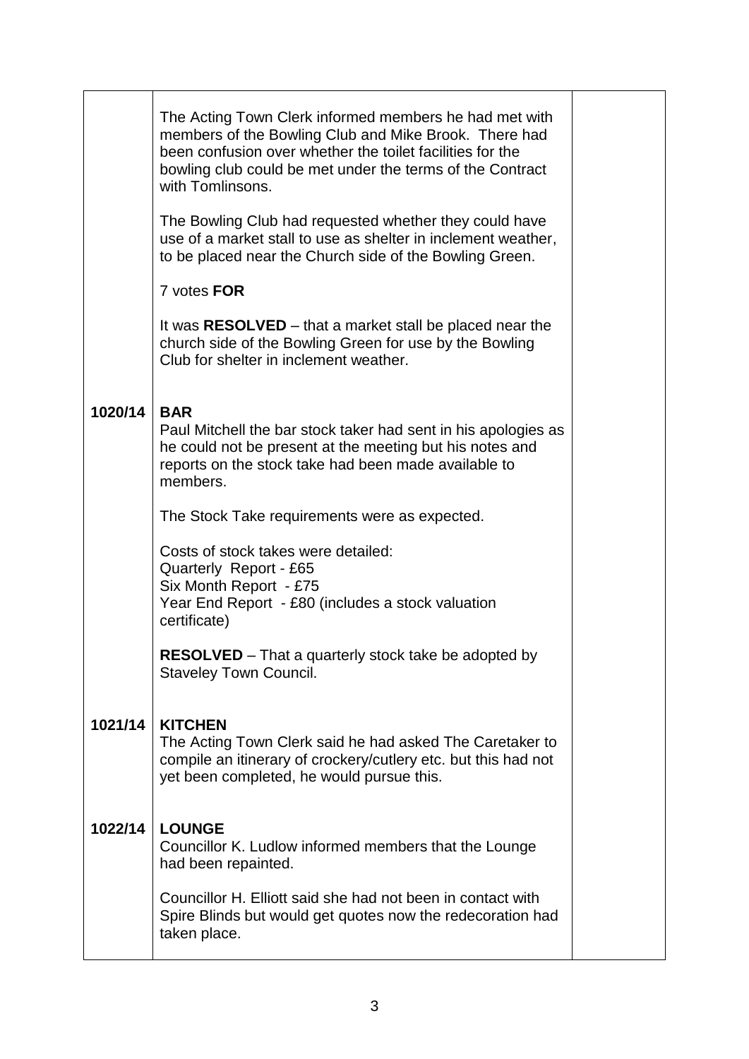| | | |
|---|---|---|
| | The Acting Town Clerk informed members he had met with members of the Bowling Club and Mike Brook. There had been confusion over whether the toilet facilities for the bowling club could be met under the terms of the Contract with Tomlinsons.<br><br>The Bowling Club had requested whether they could have use of a market stall to use as shelter in inclement weather, to be placed near the Church side of the Bowling Green.<br><br>7 votes **FOR**<br><br>It was **RESOLVED** – that a market stall be placed near the church side of the Bowling Green for use by the Bowling Club for shelter in inclement weather. | |
| **1020/14** | **BAR**<br>Paul Mitchell the bar stock taker had sent in his apologies as he could not be present at the meeting but his notes and reports on the stock take had been made available to members.<br><br>The Stock Take requirements were as expected.<br><br>Costs of stock takes were detailed:<br>Quarterly Report - £65<br>Six Month Report - £75<br>Year End Report - £80 (includes a stock valuation certificate)<br><br>**RESOLVED** – That a quarterly stock take be adopted by Staveley Town Council. | |
| **1021/14** | **KITCHEN**<br>The Acting Town Clerk said he had asked The Caretaker to compile an itinerary of crockery/cutlery etc. but this had not yet been completed, he would pursue this. | |
| **1022/14** | **LOUNGE**<br>Councillor K. Ludlow informed members that the Lounge had been repainted.<br><br>Councillor H. Elliott said she had not been in contact with Spire Blinds but would get quotes now the redecoration had taken place. | |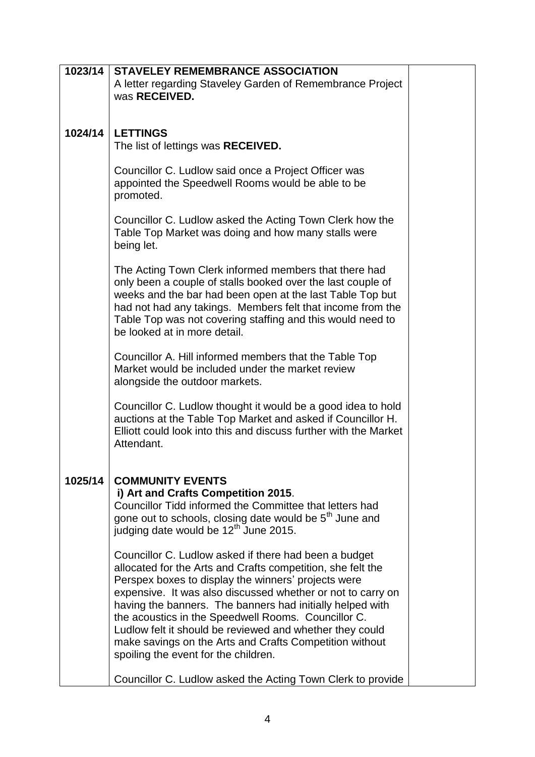| | | |
|---|---|---|
| **1023/14** | **STAVELEY REMEMBRANCE ASSOCIATION**<br>A letter regarding Staveley Garden of Remembrance Project was **RECEIVED.** | |
| **1024/14** | **LETTINGS**<br>The list of lettings was **RECEIVED.**<br><br>Councillor C. Ludlow said once a Project Officer was appointed the Speedwell Rooms would be able to be promoted.<br><br>Councillor C. Ludlow asked the Acting Town Clerk how the Table Top Market was doing and how many stalls were being let.<br><br>The Acting Town Clerk informed members that there had only been a couple of stalls booked over the last couple of weeks and the bar had been open at the last Table Top but had not had any takings. Members felt that income from the Table Top was not covering staffing and this would need to be looked at in more detail.<br><br>Councillor A. Hill informed members that the Table Top Market would be included under the market review alongside the outdoor markets.<br><br>Councillor C. Ludlow thought it would be a good idea to hold auctions at the Table Top Market and asked if Councillor H. Elliott could look into this and discuss further with the Market Attendant. | |
| **1025/14** | **COMMUNITY EVENTS**<br>**i) Art and Crafts Competition 2015**.<br>Councillor Tidd informed the Committee that letters had gone out to schools, closing date would be 5th June and judging date would be 12th June 2015.<br><br>Councillor C. Ludlow asked if there had been a budget allocated for the Arts and Crafts competition, she felt the Perspex boxes to display the winners' projects were expensive. It was also discussed whether or not to carry on having the banners. The banners had initially helped with the acoustics in the Speedwell Rooms. Councillor C. Ludlow felt it should be reviewed and whether they could make savings on the Arts and Crafts Competition without spoiling the event for the children.<br><br>Councillor C. Ludlow asked the Acting Town Clerk to provide | |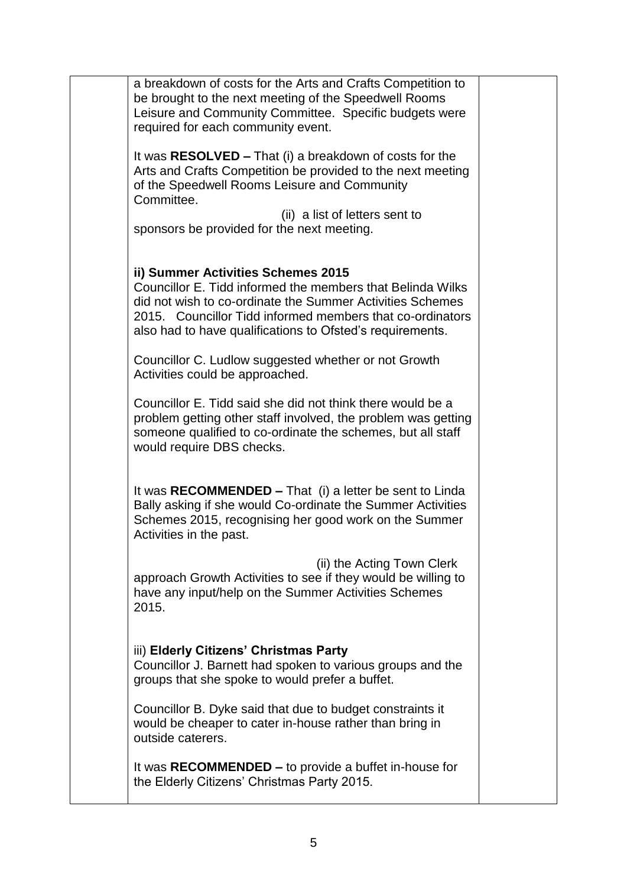a breakdown of costs for the Arts and Crafts Competition to be brought to the next meeting of the Speedwell Rooms Leisure and Community Committee. Specific budgets were required for each community event.

It was **RESOLVED –** That (i) a breakdown of costs for the Arts and Crafts Competition be provided to the next meeting of the Speedwell Rooms Leisure and Community Committee.

(ii) a list of letters sent to sponsors be provided for the next meeting.

**ii) Summer Activities Schemes 2015**

Councillor E. Tidd informed the members that Belinda Wilks did not wish to co-ordinate the Summer Activities Schemes 2015. Councillor Tidd informed members that co-ordinators also had to have qualifications to Ofsted's requirements.

Councillor C. Ludlow suggested whether or not Growth Activities could be approached.

Councillor E. Tidd said she did not think there would be a problem getting other staff involved, the problem was getting someone qualified to co-ordinate the schemes, but all staff would require DBS checks.

It was **RECOMMENDED –** That (i) a letter be sent to Linda Bally asking if she would Co-ordinate the Summer Activities Schemes 2015, recognising her good work on the Summer Activities in the past.

(ii) the Acting Town Clerk approach Growth Activities to see if they would be willing to have any input/help on the Summer Activities Schemes 2015.

iii) **Elderly Citizens' Christmas Party**

Councillor J. Barnett had spoken to various groups and the groups that she spoke to would prefer a buffet.

Councillor B. Dyke said that due to budget constraints it would be cheaper to cater in-house rather than bring in outside caterers.

It was **RECOMMENDED –** to provide a buffet in-house for the Elderly Citizens' Christmas Party 2015.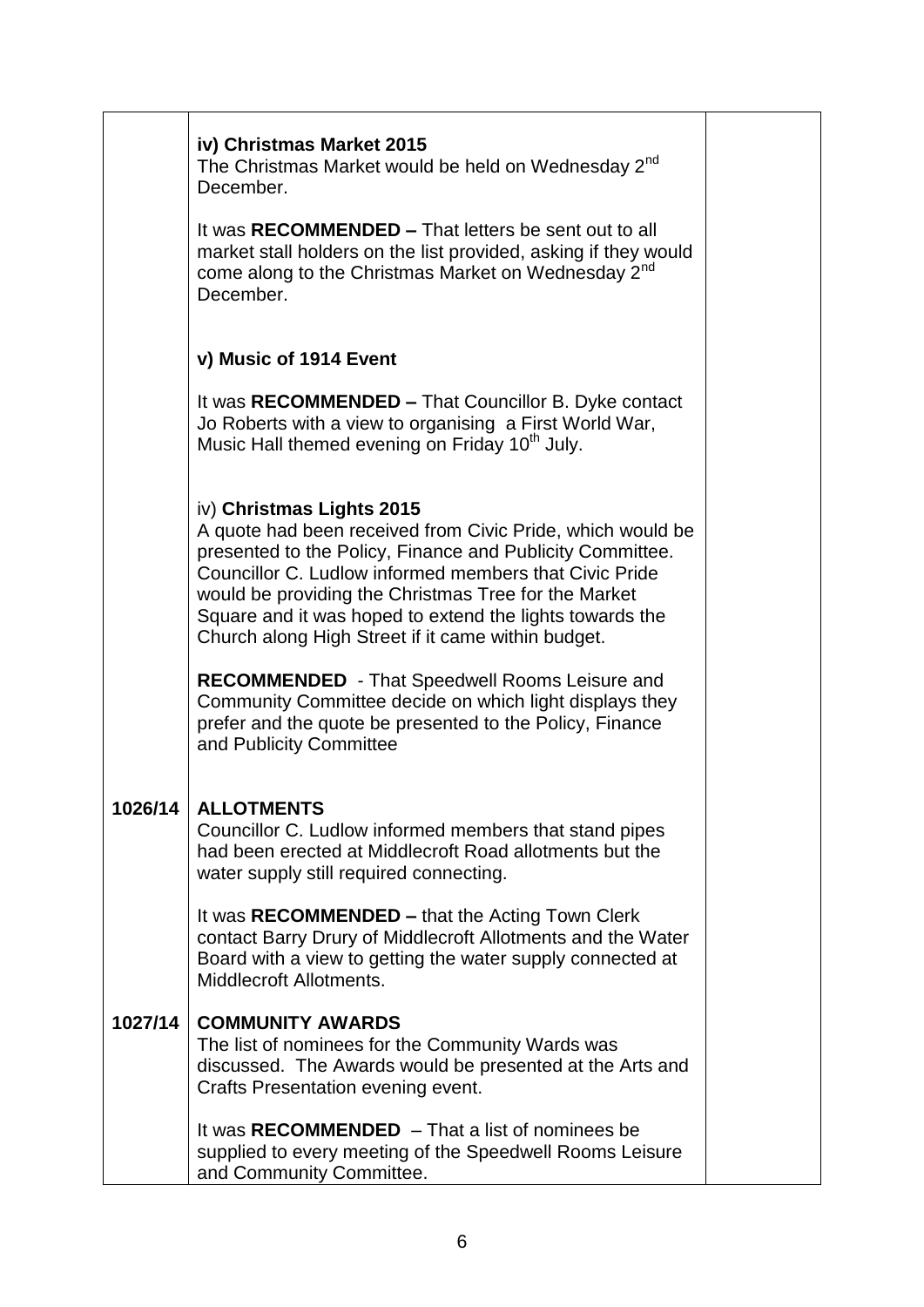| | | |
|---|---|---|
| | **iv) Christmas Market 2015**<br>The Christmas Market would be held on Wednesday 2nd December.<br><br>It was **RECOMMENDED –** That letters be sent out to all market stall holders on the list provided, asking if they would come along to the Christmas Market on Wednesday 2nd December.<br><br>**v) Music of 1914 Event**<br><br>It was **RECOMMENDED –** That Councillor B. Dyke contact Jo Roberts with a view to organising a First World War, Music Hall themed evening on Friday 10th July.<br><br>iv) **Christmas Lights 2015**<br>A quote had been received from Civic Pride, which would be presented to the Policy, Finance and Publicity Committee. Councillor C. Ludlow informed members that Civic Pride would be providing the Christmas Tree for the Market Square and it was hoped to extend the lights towards the Church along High Street if it came within budget.<br><br>**RECOMMENDED** - That Speedwell Rooms Leisure and Community Committee decide on which light displays they prefer and the quote be presented to the Policy, Finance and Publicity Committee | |
| **1026/14** | **ALLOTMENTS**<br>Councillor C. Ludlow informed members that stand pipes had been erected at Middlecroft Road allotments but the water supply still required connecting.<br><br>It was **RECOMMENDED –** that the Acting Town Clerk contact Barry Drury of Middlecroft Allotments and the Water Board with a view to getting the water supply connected at Middlecroft Allotments. | |
| **1027/14** | **COMMUNITY AWARDS**<br>The list of nominees for the Community Wards was discussed. The Awards would be presented at the Arts and Crafts Presentation evening event.<br><br>It was **RECOMMENDED** – That a list of nominees be supplied to every meeting of the Speedwell Rooms Leisure and Community Committee. | |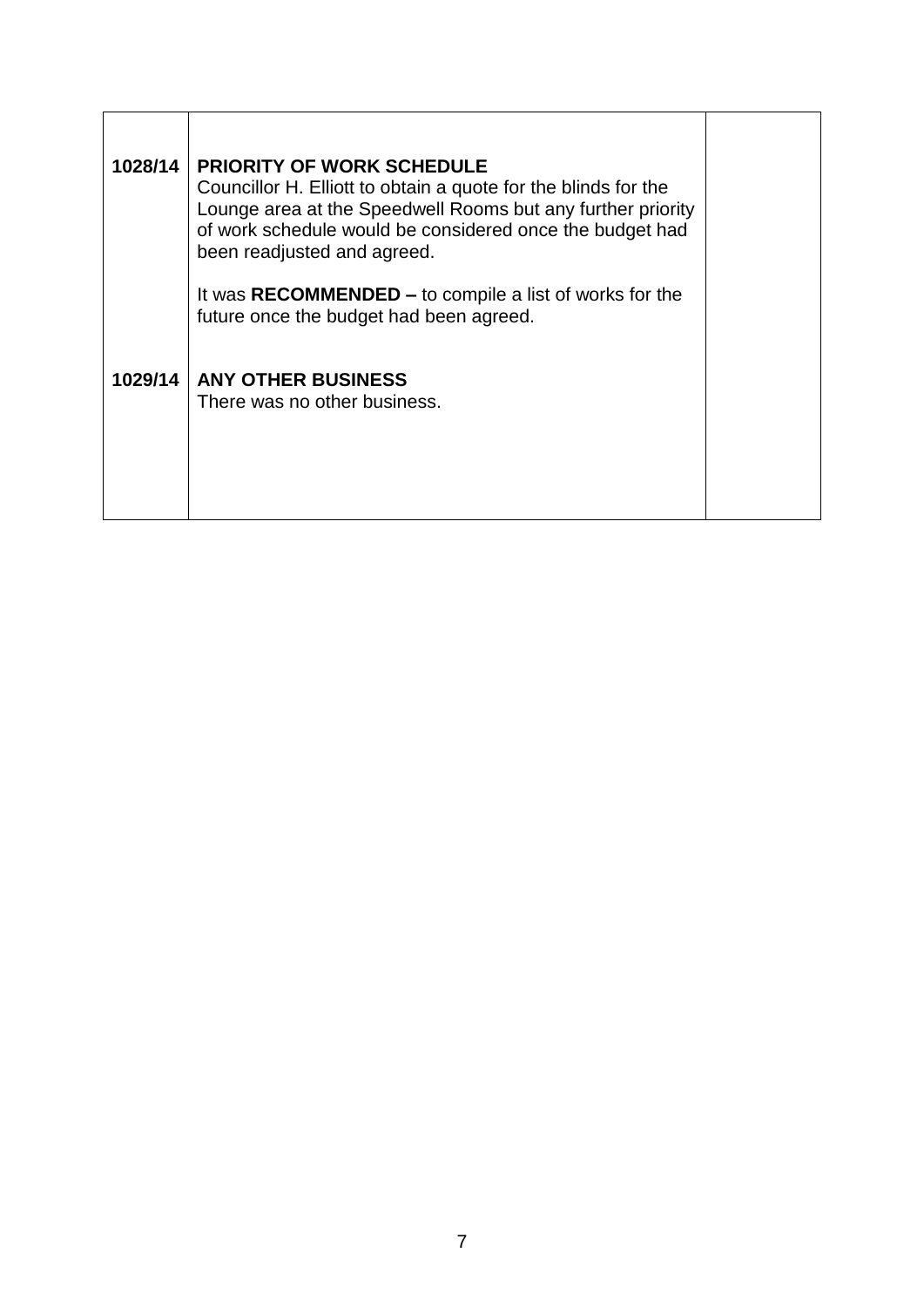| | | |
|---|---|---|
| **1028/14** | **PRIORITY OF WORK SCHEDULE**<br>Councillor H. Elliott to obtain a quote for the blinds for the Lounge area at the Speedwell Rooms but any further priority of work schedule would be considered once the budget had been readjusted and agreed.<br><br>It was **RECOMMENDED –** to compile a list of works for the future once the budget had been agreed. | |
| **1029/14** | **ANY OTHER BUSINESS**<br>There was no other business. | |